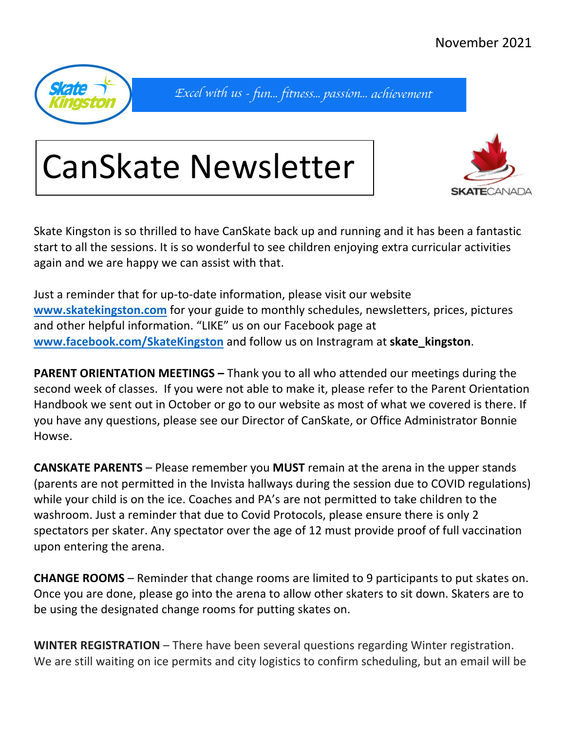November 2021

*Excel with us - fun... fitness... passion... achievement*

# CanSkate Newsletter

Skate Kingston is so thrilled to have CanSkate back up and running and it has been a fantastic start to all the sessions. It is so wonderful to see children enjoying extra curricular activities again and we are happy we can assist with that.

Just a reminder that for up-to-date information, please visit our website **www.skatekingston.com** for your guide to monthly schedules, newsletters, prices, pictures and other helpful information. "LIKE" us on our Facebook page at **www.facebook.com/SkateKingston** and follow us on Instragram at **skate_kingston**.

**PARENT ORIENTATION MEETINGS –** Thank you to all who attended our meetings during the second week of classes. If you were not able to make it, please refer to the Parent Orientation Handbook we sent out in October or go to our website as most of what we covered is there. If you have any questions, please see our Director of CanSkate, or Office Administrator Bonnie Howse.

**CANSKATE PARENTS** – Please remember you **MUST** remain at the arena in the upper stands (parents are not permitted in the Invista hallways during the session due to COVID regulations) while your child is on the ice. Coaches and PA's are not permitted to take children to the washroom. Just a reminder that due to Covid Protocols, please ensure there is only 2 spectators per skater. Any spectator over the age of 12 must provide proof of full vaccination upon entering the arena.

**CHANGE ROOMS** – Reminder that change rooms are limited to 9 participants to put skates on. Once you are done, please go into the arena to allow other skaters to sit down. Skaters are to be using the designated change rooms for putting skates on.

**WINTER REGISTRATION** – There have been several questions regarding Winter registration. We are still waiting on ice permits and city logistics to confirm scheduling, but an email will be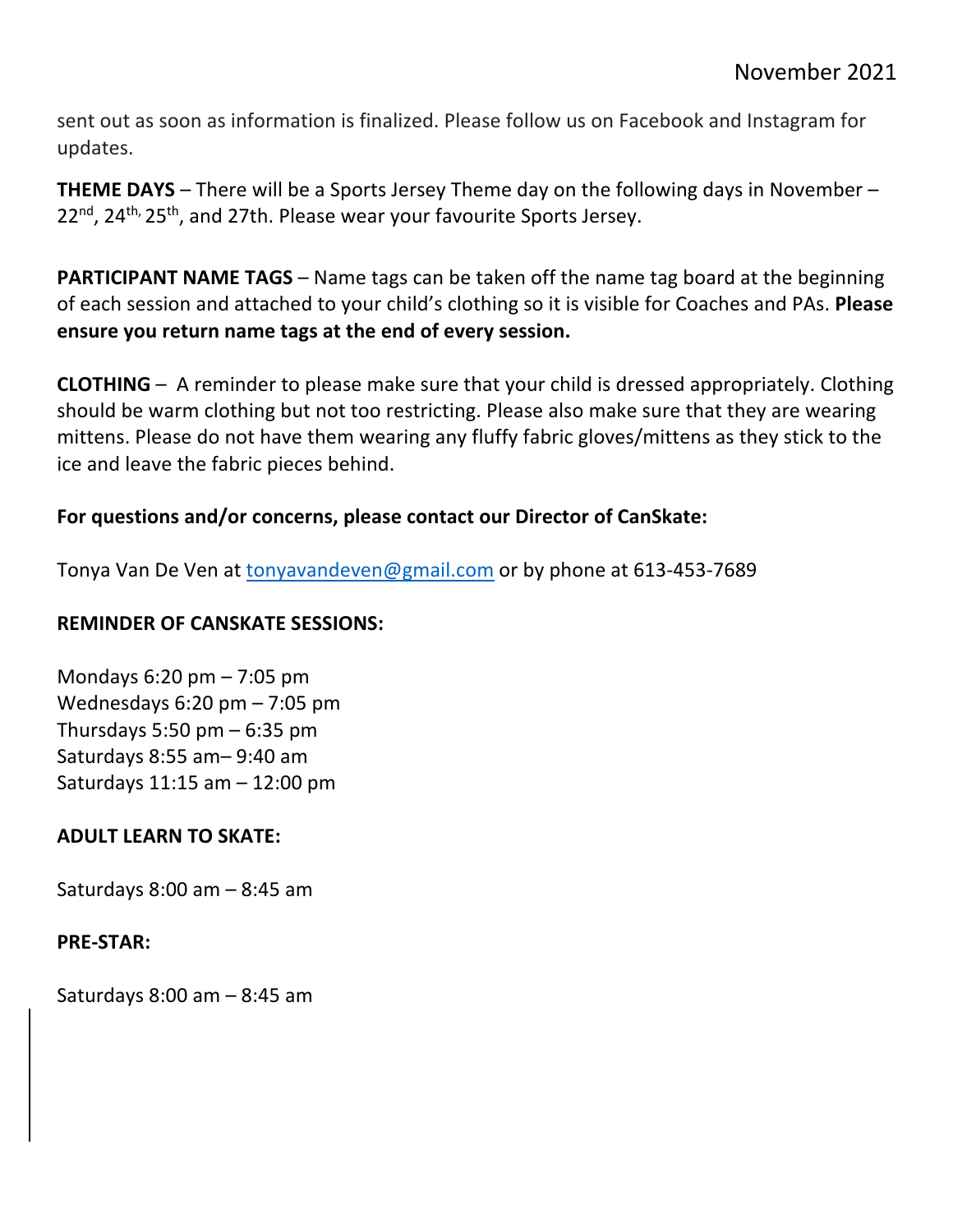sent out as soon as information is finalized. Please follow us on Facebook and Instagram for updates.

**THEME DAYS** – There will be a Sports Jersey Theme day on the following days in November – 22nd, 24th, 25th, and 27th. Please wear your favourite Sports Jersey.

**PARTICIPANT NAME TAGS** – Name tags can be taken off the name tag board at the beginning of each session and attached to your child's clothing so it is visible for Coaches and PAs. **Please ensure you return name tags at the end of every session.**

**CLOTHING** – A reminder to please make sure that your child is dressed appropriately. Clothing should be warm clothing but not too restricting. Please also make sure that they are wearing mittens. Please do not have them wearing any fluffy fabric gloves/mittens as they stick to the ice and leave the fabric pieces behind.

**For questions and/or concerns, please contact our Director of CanSkate:**

Tonya Van De Ven at tonyavandeven@gmail.com or by phone at 613-453-7689

**REMINDER OF CANSKATE SESSIONS:**

Mondays 6:20 pm – 7:05 pm
Wednesdays 6:20 pm – 7:05 pm
Thursdays 5:50 pm – 6:35 pm
Saturdays 8:55 am– 9:40 am
Saturdays 11:15 am – 12:00 pm

**ADULT LEARN TO SKATE:**

Saturdays 8:00 am – 8:45 am

**PRE-STAR:**

Saturdays 8:00 am – 8:45 am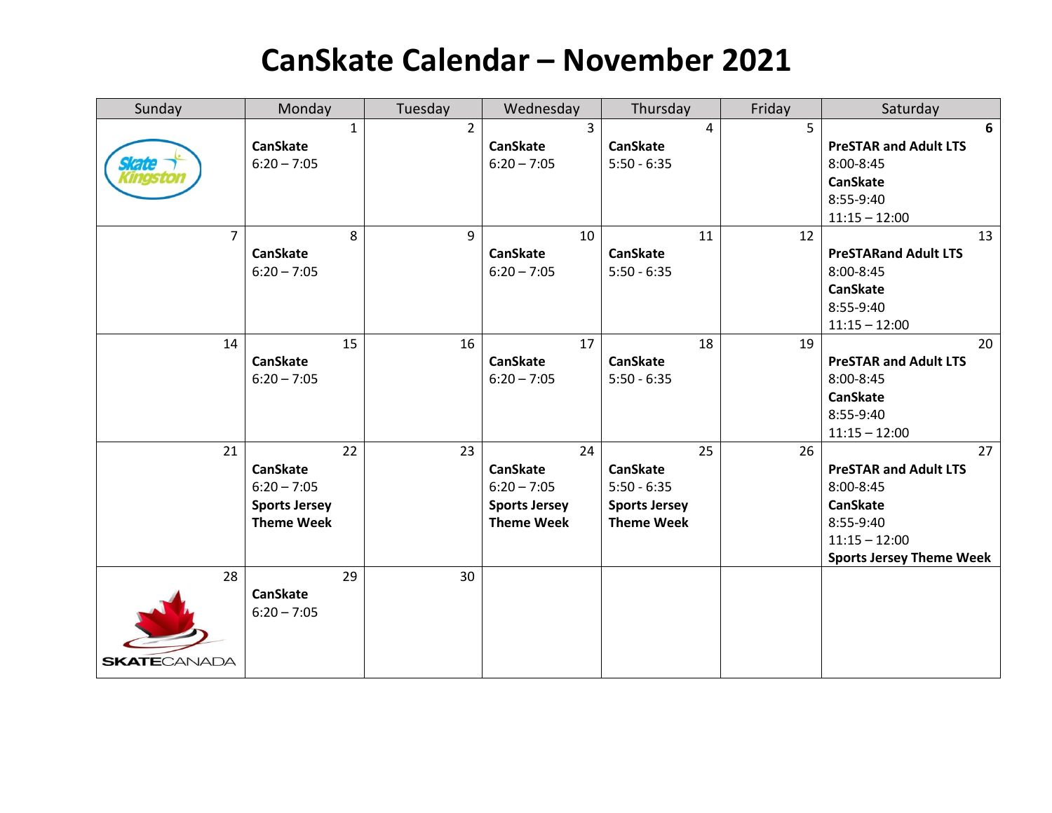# CanSkate Calendar – November 2021

| Sunday | Monday | Tuesday | Wednesday | Thursday | Friday | Saturday |
|---|---|---|---|---|---|---|
| | 1<br>**CanSkate**<br>6:20 – 7:05 | 2 | 3<br>**CanSkate**<br>6:20 – 7:05 | 4<br>**CanSkate**<br>5:50 - 6:35 | 5 | **6**<br>**PreSTAR and Adult LTS**<br>8:00-8:45<br>**CanSkate**<br>8:55-9:40<br>11:15 – 12:00 |
| 7 | 8<br>**CanSkate**<br>6:20 – 7:05 | 9 | 10<br>**CanSkate**<br>6:20 – 7:05 | 11<br>**CanSkate**<br>5:50 - 6:35 | 12 | 13<br>**PreSTARand Adult LTS**<br>8:00-8:45<br>**CanSkate**<br>8:55-9:40<br>11:15 – 12:00 |
| 14 | 15<br>**CanSkate**<br>6:20 – 7:05 | 16 | 17<br>**CanSkate**<br>6:20 – 7:05 | 18<br>**CanSkate**<br>5:50 - 6:35 | 19 | 20<br>**PreSTAR and Adult LTS**<br>8:00-8:45<br>**CanSkate**<br>8:55-9:40<br>11:15 – 12:00 |
| 21 | 22<br>**CanSkate**<br>6:20 – 7:05<br>**Sports Jersey Theme Week** | 23 | 24<br>**CanSkate**<br>6:20 – 7:05<br>**Sports Jersey Theme Week** | 25<br>**CanSkate**<br>5:50 - 6:35<br>**Sports Jersey Theme Week** | 26 | 27<br>**PreSTAR and Adult LTS**<br>8:00-8:45<br>**CanSkate**<br>8:55-9:40<br>11:15 – 12:00<br>**Sports Jersey Theme Week** |
| 28 | 29<br>**CanSkate**<br>6:20 – 7:05 | 30 | | | | |